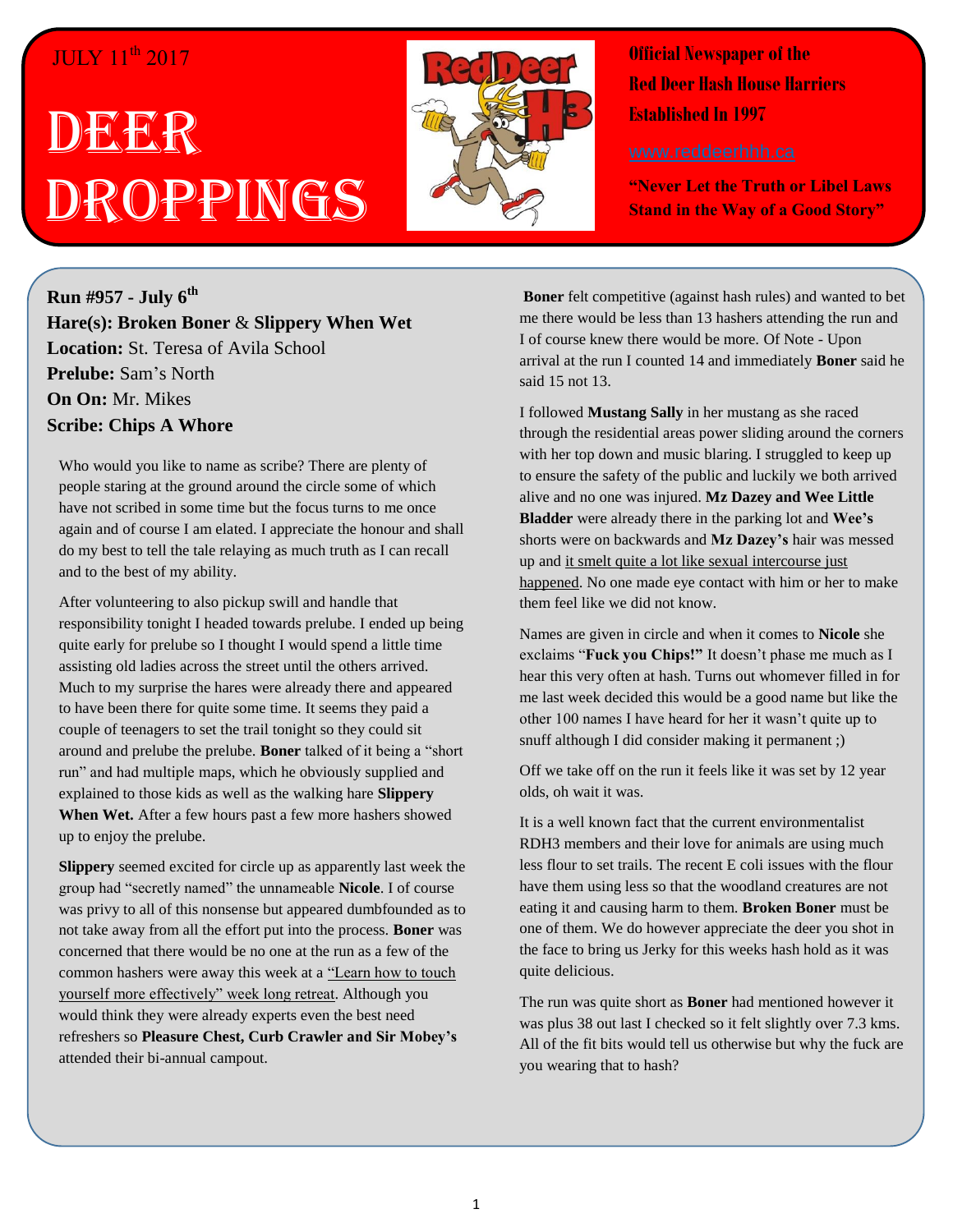JULY 11th 2017

# DEER DROPPINGS

**Official Newspaper of the Red Deer Hash House Harriers Established In 1997**

www.reddeerhhh.ca

**"Never Let the Truth or Libel Laws Stand in the Way of a Good Story"**

**Run #957 - July 6th**
**Hare(s): Broken Boner** & **Slippery When Wet**
**Location:** St. Teresa of Avila School
**Prelube:** Sam's North
**On On:** Mr. Mikes
**Scribe: Chips A Whore**

Who would you like to name as scribe? There are plenty of people staring at the ground around the circle some of which have not scribed in some time but the focus turns to me once again and of course I am elated. I appreciate the honour and shall do my best to tell the tale relaying as much truth as I can recall and to the best of my ability.

After volunteering to also pickup swill and handle that responsibility tonight I headed towards prelube. I ended up being quite early for prelube so I thought I would spend a little time assisting old ladies across the street until the others arrived. Much to my surprise the hares were already there and appeared to have been there for quite some time. It seems they paid a couple of teenagers to set the trail tonight so they could sit around and prelube the prelube. **Boner** talked of it being a "short run" and had multiple maps, which he obviously supplied and explained to those kids as well as the walking hare **Slippery When Wet.** After a few hours past a few more hashers showed up to enjoy the prelube.

**Slippery** seemed excited for circle up as apparently last week the group had "secretly named" the unnameable **Nicole**. I of course was privy to all of this nonsense but appeared dumbfounded as to not take away from all the effort put into the process. **Boner** was concerned that there would be no one at the run as a few of the common hashers were away this week at a "Learn how to touch yourself more effectively" week long retreat. Although you would think they were already experts even the best need refreshers so **Pleasure Chest, Curb Crawler and Sir Mobey's** attended their bi-annual campout.

**Boner** felt competitive (against hash rules) and wanted to bet me there would be less than 13 hashers attending the run and I of course knew there would be more. Of Note - Upon arrival at the run I counted 14 and immediately **Boner** said he said 15 not 13.

I followed **Mustang Sally** in her mustang as she raced through the residential areas power sliding around the corners with her top down and music blaring. I struggled to keep up to ensure the safety of the public and luckily we both arrived alive and no one was injured. **Mz Dazey and Wee Little Bladder** were already there in the parking lot and **Wee's** shorts were on backwards and **Mz Dazey's** hair was messed up and it smelt quite a lot like sexual intercourse just happened. No one made eye contact with him or her to make them feel like we did not know.

Names are given in circle and when it comes to **Nicole** she exclaims "**Fuck you Chips!"** It doesn't phase me much as I hear this very often at hash. Turns out whomever filled in for me last week decided this would be a good name but like the other 100 names I have heard for her it wasn't quite up to snuff although I did consider making it permanent ;)

Off we take off on the run it feels like it was set by 12 year olds, oh wait it was.

It is a well known fact that the current environmentalist RDH3 members and their love for animals are using much less flour to set trails. The recent E coli issues with the flour have them using less so that the woodland creatures are not eating it and causing harm to them. **Broken Boner** must be one of them. We do however appreciate the deer you shot in the face to bring us Jerky for this weeks hash hold as it was quite delicious.

The run was quite short as **Boner** had mentioned however it was plus 38 out last I checked so it felt slightly over 7.3 kms. All of the fit bits would tell us otherwise but why the fuck are you wearing that to hash?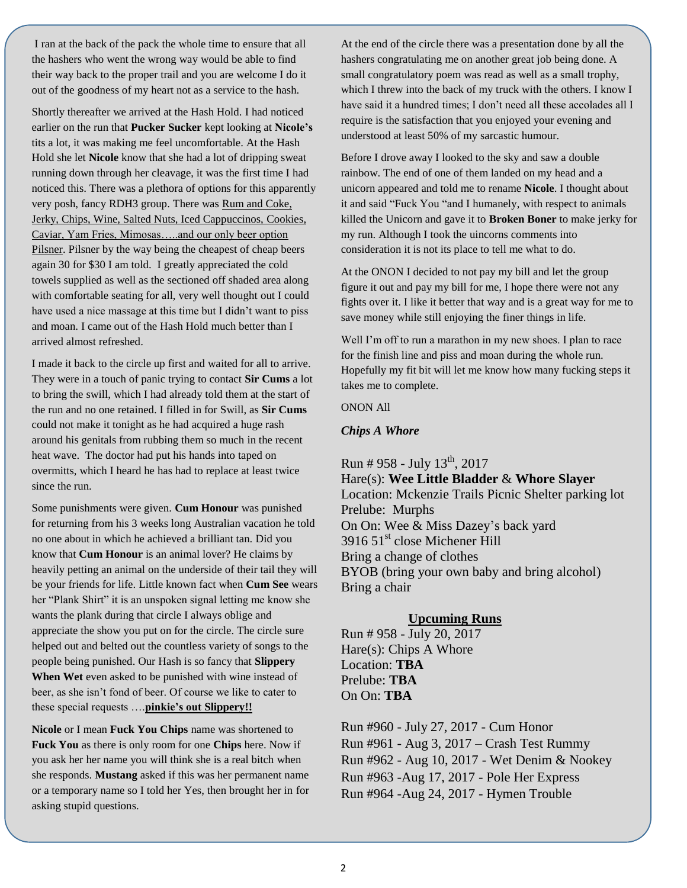I ran at the back of the pack the whole time to ensure that all the hashers who went the wrong way would be able to find their way back to the proper trail and you are welcome I do it out of the goodness of my heart not as a service to the hash.

Shortly thereafter we arrived at the Hash Hold. I had noticed earlier on the run that **Pucker Sucker** kept looking at **Nicole's** tits a lot, it was making me feel uncomfortable. At the Hash Hold she let **Nicole** know that she had a lot of dripping sweat running down through her cleavage, it was the first time I had noticed this. There was a plethora of options for this apparently very posh, fancy RDH3 group. There was Rum and Coke, Jerky, Chips, Wine, Salted Nuts, Iced Cappuccinos, Cookies, Caviar, Yam Fries, Mimosas…..and our only beer option Pilsner. Pilsner by the way being the cheapest of cheap beers again 30 for $30 I am told. I greatly appreciated the cold towels supplied as well as the sectioned off shaded area along with comfortable seating for all, very well thought out I could have used a nice massage at this time but I didn't want to piss and moan. I came out of the Hash Hold much better than I arrived almost refreshed.

I made it back to the circle up first and waited for all to arrive. They were in a touch of panic trying to contact **Sir Cums** a lot to bring the swill, which I had already told them at the start of the run and no one retained. I filled in for Swill, as **Sir Cums** could not make it tonight as he had acquired a huge rash around his genitals from rubbing them so much in the recent heat wave. The doctor had put his hands into taped on overmitts, which I heard he has had to replace at least twice since the run.

Some punishments were given. **Cum Honour** was punished for returning from his 3 weeks long Australian vacation he told no one about in which he achieved a brilliant tan. Did you know that **Cum Honour** is an animal lover? He claims by heavily petting an animal on the underside of their tail they will be your friends for life. Little known fact when **Cum See** wears her "Plank Shirt" it is an unspoken signal letting me know she wants the plank during that circle I always oblige and appreciate the show you put on for the circle. The circle sure helped out and belted out the countless variety of songs to the people being punished. Our Hash is so fancy that **Slippery When Wet** even asked to be punished with wine instead of beer, as she isn't fond of beer. Of course we like to cater to these special requests ….**pinkie's out Slippery!!**

**Nicole** or I mean **Fuck You Chips** name was shortened to **Fuck You** as there is only room for one **Chips** here. Now if you ask her her name you will think she is a real bitch when she responds. **Mustang** asked if this was her permanent name or a temporary name so I told her Yes, then brought her in for asking stupid questions.

At the end of the circle there was a presentation done by all the hashers congratulating me on another great job being done. A small congratulatory poem was read as well as a small trophy, which I threw into the back of my truck with the others. I know I have said it a hundred times; I don't need all these accolades all I require is the satisfaction that you enjoyed your evening and understood at least 50% of my sarcastic humour.

Before I drove away I looked to the sky and saw a double rainbow. The end of one of them landed on my head and a unicorn appeared and told me to rename **Nicole**. I thought about it and said "Fuck You "and I humanely, with respect to animals killed the Unicorn and gave it to **Broken Boner** to make jerky for my run. Although I took the uincorns comments into consideration it is not its place to tell me what to do.

At the ONON I decided to not pay my bill and let the group figure it out and pay my bill for me, I hope there were not any fights over it. I like it better that way and is a great way for me to save money while still enjoying the finer things in life.

Well I'm off to run a marathon in my new shoes. I plan to race for the finish line and piss and moan during the whole run. Hopefully my fit bit will let me know how many fucking steps it takes me to complete.

ONON All

***Chips A Whore***

Run # 958 - July 13th, 2017
Hare(s): **Wee Little Bladder** & **Whore Slayer**
Location: Mckenzie Trails Picnic Shelter parking lot
Prelube: Murphs
On On: Wee & Miss Dazey's back yard
3916 51st close Michener Hill
Bring a change of clothes
BYOB (bring your own baby and bring alcohol)
Bring a chair

## Upcuming Runs

Run # 958 - July 20, 2017
Hare(s): Chips A Whore
Location: **TBA**
Prelube: **TBA**
On On: **TBA**

Run #960 - July 27, 2017 - Cum Honor
Run #961 - Aug 3, 2017 – Crash Test Rummy
Run #962 - Aug 10, 2017 - Wet Denim & Nookey
Run #963 -Aug 17, 2017 - Pole Her Express
Run #964 -Aug 24, 2017 - Hymen Trouble